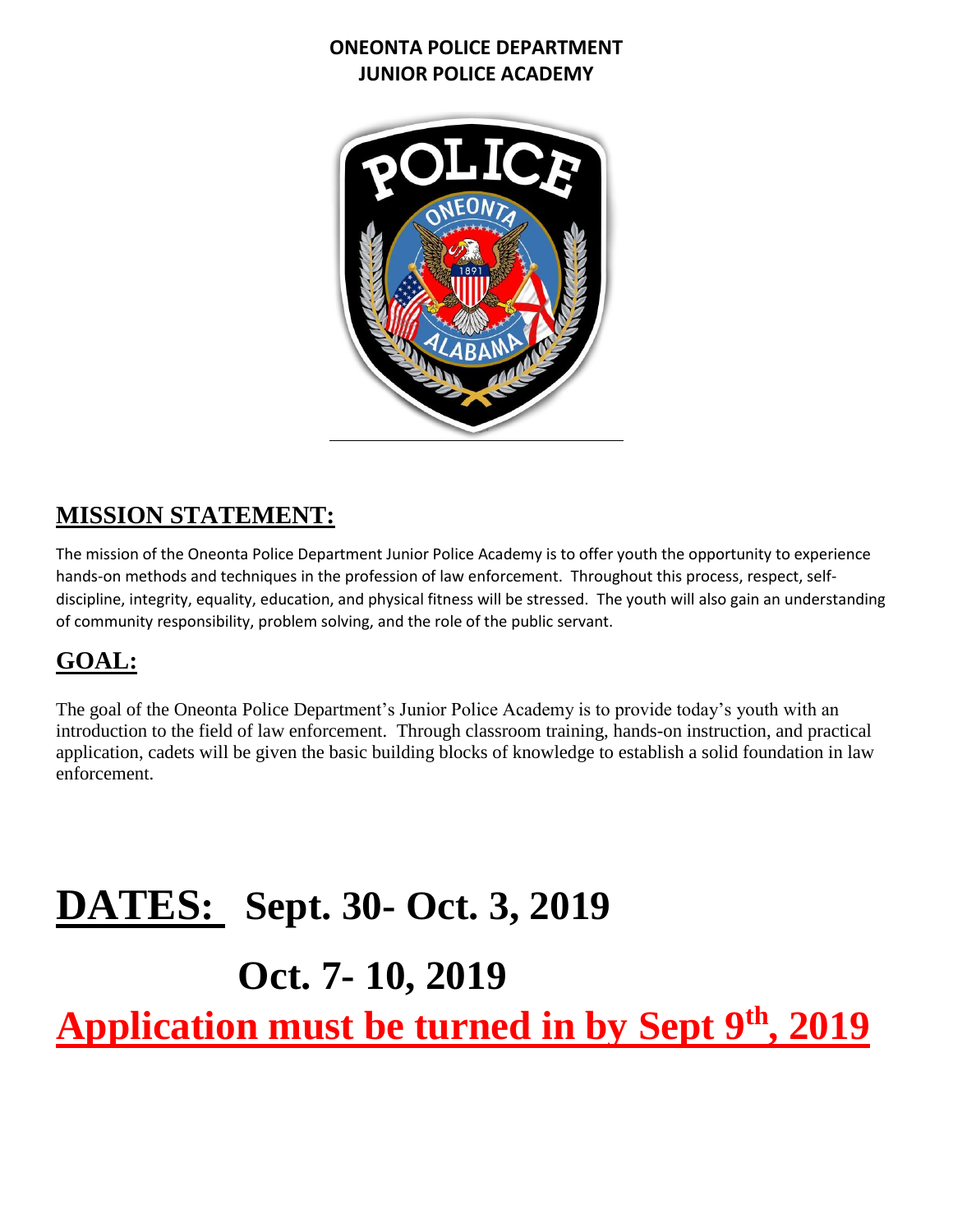**ONEONTA POLICE DEPARTMENT**
**JUNIOR POLICE ACADEMY**

## MISSION STATEMENT:

The mission of the Oneonta Police Department Junior Police Academy is to offer youth the opportunity to experience hands-on methods and techniques in the profession of law enforcement. Throughout this process, respect, self-discipline, integrity, equality, education, and physical fitness will be stressed. The youth will also gain an understanding of community responsibility, problem solving, and the role of the public servant.

## GOAL:

The goal of the Oneonta Police Department's Junior Police Academy is to provide today's youth with an introduction to the field of law enforcement. Through classroom training, hands-on instruction, and practical application, cadets will be given the basic building blocks of knowledge to establish a solid foundation in law enforcement.

# DATES: Sept. 30- Oct. 3, 2019

# Oct. 7- 10, 2019

# Application must be turned in by Sept 9th, 2019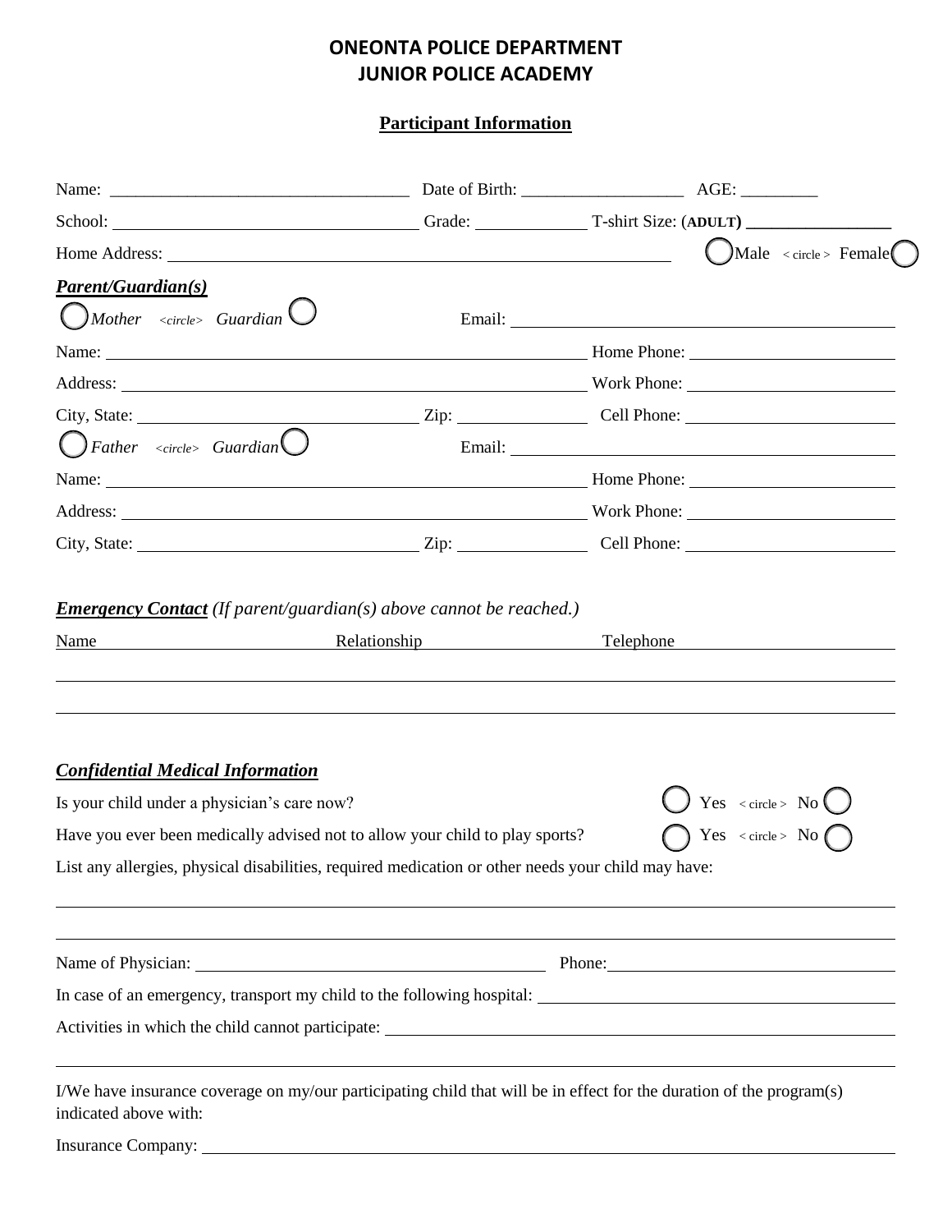# ONEONTA POLICE DEPARTMENT
# JUNIOR POLICE ACADEMY

## Participant Information

Name: ___________________________________ Date of Birth: ___________________ AGE: _________

School: ___________________________________ Grade: _____________ T-shirt Size: (**ADULT**) _________________

Home Address: ___________________________________________________________ ◯ Male < circle > Female ◯

***Parent/Guardian(s)***

◯ *Mother <circle> Guardian* ◯ Email: ___________________________________________

Name: _______________________________________________________ Home Phone: _______________________

Address: _____________________________________________________ Work Phone: _______________________

City, State: _______________________________ Zip: _______________ Cell Phone: _______________________

◯ *Father <circle> Guardian* ◯ Email: ___________________________________________

Name: _______________________________________________________ Home Phone: _______________________

Address: _____________________________________________________ Work Phone: _______________________

City, State: _______________________________ Zip: _______________ Cell Phone: _______________________

***Emergency Contact*** *(If parent/guardian(s) above cannot be reached.)*

| Name | Relationship | Telephone |
|---|---|---|
| | | |
| | | |

***Confidential Medical Information***

Is your child under a physician's care now? ◯ Yes < circle > No ◯

Have you ever been medically advised not to allow your child to play sports? ◯ Yes < circle > No ◯

List any allergies, physical disabilities, required medication or other needs your child may have:

_____________________________________________________________________________________________

_____________________________________________________________________________________________

Name of Physician: _________________________________________ Phone: _________________________________

In case of an emergency, transport my child to the following hospital: _________________________________________

Activities in which the child cannot participate: _________________________________________________________

_____________________________________________________________________________________________

I/We have insurance coverage on my/our participating child that will be in effect for the duration of the program(s) indicated above with:

Insurance Company: __________________________________________________________________________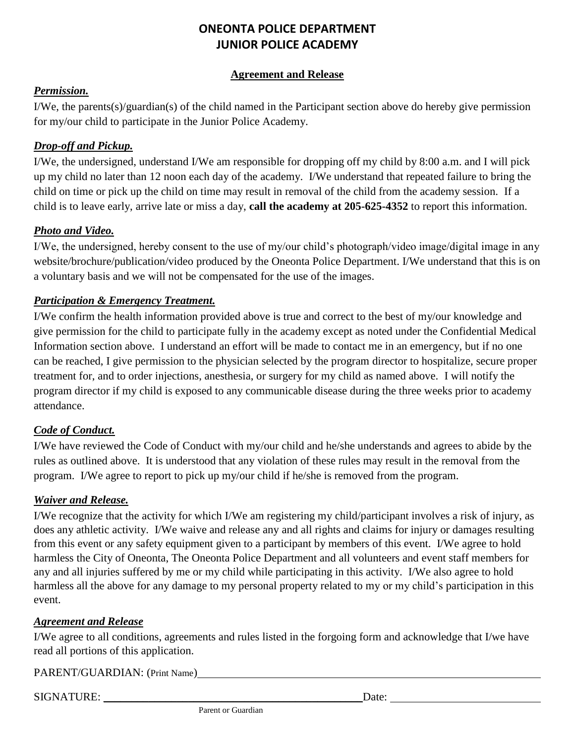# ONEONTA POLICE DEPARTMENT
# JUNIOR POLICE ACADEMY

## Agreement and Release

***Permission.***

I/We, the parents(s)/guardian(s) of the child named in the Participant section above do hereby give permission for my/our child to participate in the Junior Police Academy.

***Drop-off and Pickup.***

I/We, the undersigned, understand I/We am responsible for dropping off my child by 8:00 a.m. and I will pick up my child no later than 12 noon each day of the academy. I/We understand that repeated failure to bring the child on time or pick up the child on time may result in removal of the child from the academy session. If a child is to leave early, arrive late or miss a day, **call the academy at 205-625-4352** to report this information.

***Photo and Video.***

I/We, the undersigned, hereby consent to the use of my/our child's photograph/video image/digital image in any website/brochure/publication/video produced by the Oneonta Police Department. I/We understand that this is on a voluntary basis and we will not be compensated for the use of the images.

***Participation & Emergency Treatment.***

I/We confirm the health information provided above is true and correct to the best of my/our knowledge and give permission for the child to participate fully in the academy except as noted under the Confidential Medical Information section above. I understand an effort will be made to contact me in an emergency, but if no one can be reached, I give permission to the physician selected by the program director to hospitalize, secure proper treatment for, and to order injections, anesthesia, or surgery for my child as named above. I will notify the program director if my child is exposed to any communicable disease during the three weeks prior to academy attendance.

***Code of Conduct.***

I/We have reviewed the Code of Conduct with my/our child and he/she understands and agrees to abide by the rules as outlined above. It is understood that any violation of these rules may result in the removal from the program. I/We agree to report to pick up my/our child if he/she is removed from the program.

***Waiver and Release.***

I/We recognize that the activity for which I/We am registering my child/participant involves a risk of injury, as does any athletic activity. I/We waive and release any and all rights and claims for injury or damages resulting from this event or any safety equipment given to a participant by members of this event. I/We agree to hold harmless the City of Oneonta, The Oneonta Police Department and all volunteers and event staff members for any and all injuries suffered by me or my child while participating in this activity. I/We also agree to hold harmless all the above for any damage to my personal property related to my or my child's participation in this event.

***Agreement and Release***

I/We agree to all conditions, agreements and rules listed in the forgoing form and acknowledge that I/we have read all portions of this application.

PARENT/GUARDIAN: (Print Name) ________________________________________

SIGNATURE: ________________________________ Date: ____________________

Parent or Guardian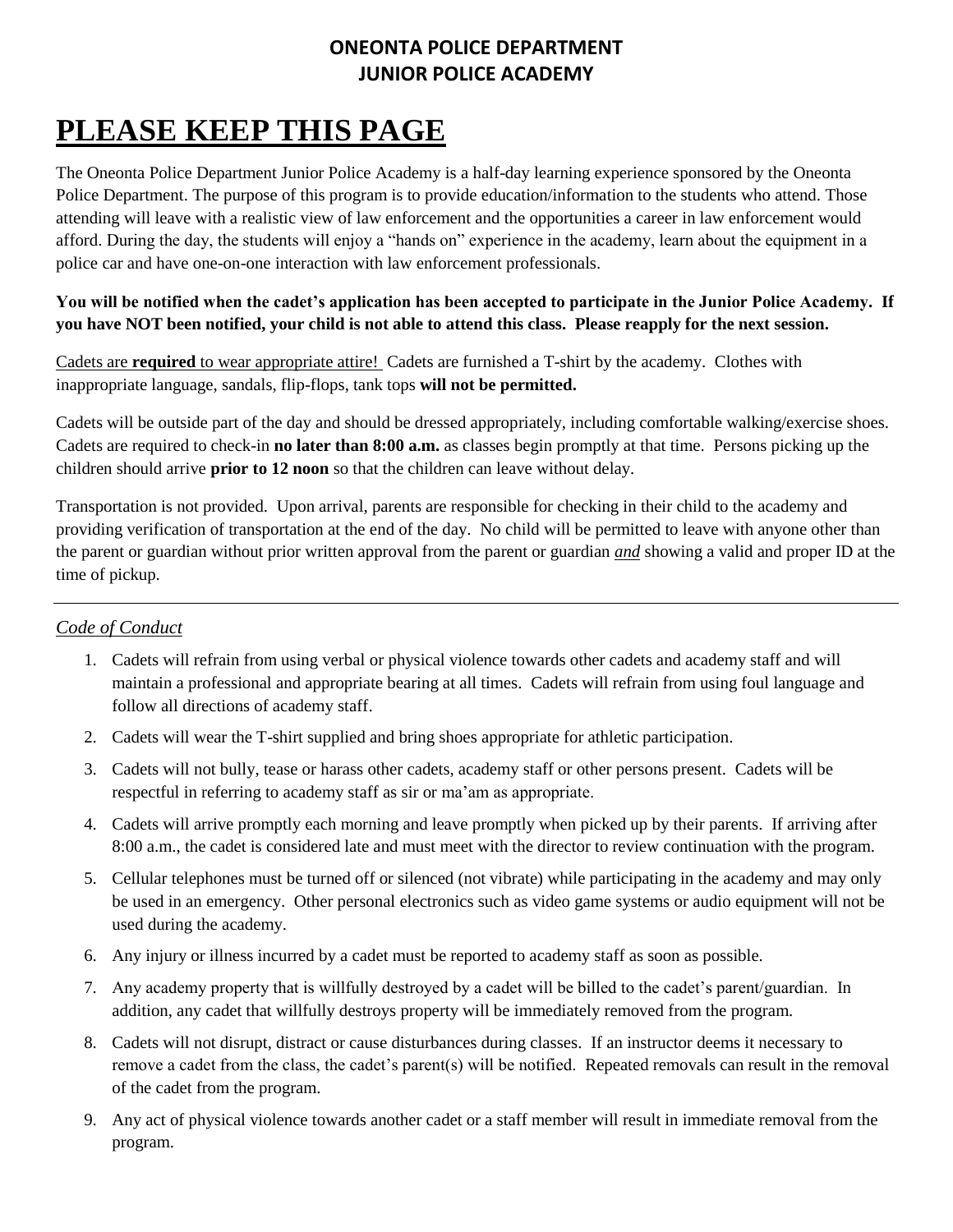**ONEONTA POLICE DEPARTMENT**
**JUNIOR POLICE ACADEMY**

# PLEASE KEEP THIS PAGE

The Oneonta Police Department Junior Police Academy is a half-day learning experience sponsored by the Oneonta Police Department. The purpose of this program is to provide education/information to the students who attend. Those attending will leave with a realistic view of law enforcement and the opportunities a career in law enforcement would afford. During the day, the students will enjoy a "hands on" experience in the academy, learn about the equipment in a police car and have one-on-one interaction with law enforcement professionals.

**You will be notified when the cadet's application has been accepted to participate in the Junior Police Academy. If you have NOT been notified, your child is not able to attend this class. Please reapply for the next session.**

Cadets are **required** to wear appropriate attire! Cadets are furnished a T-shirt by the academy. Clothes with inappropriate language, sandals, flip-flops, tank tops **will not be permitted.**

Cadets will be outside part of the day and should be dressed appropriately, including comfortable walking/exercise shoes. Cadets are required to check-in **no later than 8:00 a.m.** as classes begin promptly at that time. Persons picking up the children should arrive **prior to 12 noon** so that the children can leave without delay.

Transportation is not provided. Upon arrival, parents are responsible for checking in their child to the academy and providing verification of transportation at the end of the day. No child will be permitted to leave with anyone other than the parent or guardian without prior written approval from the parent or guardian ***and*** showing a valid and proper ID at the time of pickup.

---

*Code of Conduct*

1. Cadets will refrain from using verbal or physical violence towards other cadets and academy staff and will maintain a professional and appropriate bearing at all times. Cadets will refrain from using foul language and follow all directions of academy staff.
2. Cadets will wear the T-shirt supplied and bring shoes appropriate for athletic participation.
3. Cadets will not bully, tease or harass other cadets, academy staff or other persons present. Cadets will be respectful in referring to academy staff as sir or ma'am as appropriate.
4. Cadets will arrive promptly each morning and leave promptly when picked up by their parents. If arriving after 8:00 a.m., the cadet is considered late and must meet with the director to review continuation with the program.
5. Cellular telephones must be turned off or silenced (not vibrate) while participating in the academy and may only be used in an emergency. Other personal electronics such as video game systems or audio equipment will not be used during the academy.
6. Any injury or illness incurred by a cadet must be reported to academy staff as soon as possible.
7. Any academy property that is willfully destroyed by a cadet will be billed to the cadet's parent/guardian. In addition, any cadet that willfully destroys property will be immediately removed from the program.
8. Cadets will not disrupt, distract or cause disturbances during classes. If an instructor deems it necessary to remove a cadet from the class, the cadet's parent(s) will be notified. Repeated removals can result in the removal of the cadet from the program.
9. Any act of physical violence towards another cadet or a staff member will result in immediate removal from the program.